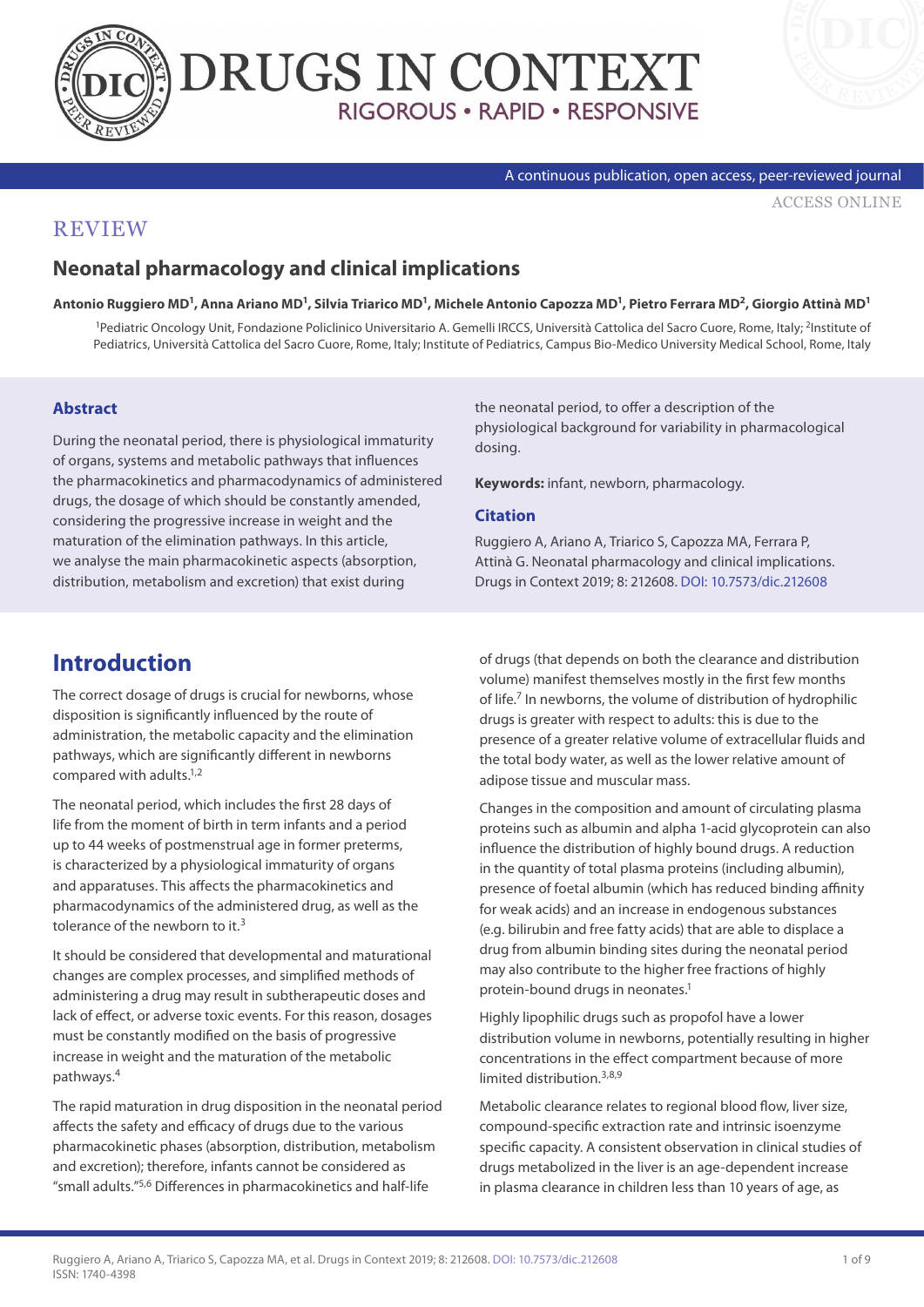REVIEW

# Neonatal pharmacology and clinical implications

**Antonio Ruggiero MD[1], Anna Ariano MD[1], Silvia Triarico MD[1], Michele Antonio Capozza MD[1], Pietro Ferrara MD[2], Giorgio Attinà MD[1]**

[1]Pediatric Oncology Unit, Fondazione Policlinico Universitario A. Gemelli IRCCS, Università Cattolica del Sacro Cuore, Rome, Italy; [2]Institute of Pediatrics, Università Cattolica del Sacro Cuore, Rome, Italy; Institute of Pediatrics, Campus Bio-Medico University Medical School, Rome, Italy

### Abstract

During the neonatal period, there is physiological immaturity of organs, systems and metabolic pathways that influences the pharmacokinetics and pharmacodynamics of administered drugs, the dosage of which should be constantly amended, considering the progressive increase in weight and the maturation of the elimination pathways. In this article, we analyse the main pharmacokinetic aspects (absorption, distribution, metabolism and excretion) that exist during the neonatal period, to offer a description of the physiological background for variability in pharmacological dosing.

**Keywords:** infant, newborn, pharmacology.

### Citation

Ruggiero A, Ariano A, Triarico S, Capozza MA, Ferrara P, Attinà G. Neonatal pharmacology and clinical implications. Drugs in Context 2019; 8: 212608. DOI: 10.7573/dic.212608

## Introduction

The correct dosage of drugs is crucial for newborns, whose disposition is significantly influenced by the route of administration, the metabolic capacity and the elimination pathways, which are significantly different in newborns compared with adults.[1,2]

The neonatal period, which includes the first 28 days of life from the moment of birth in term infants and a period up to 44 weeks of postmenstrual age in former preterms, is characterized by a physiological immaturity of organs and apparatuses. This affects the pharmacokinetics and pharmacodynamics of the administered drug, as well as the tolerance of the newborn to it.[3]

It should be considered that developmental and maturational changes are complex processes, and simplified methods of administering a drug may result in subtherapeutic doses and lack of effect, or adverse toxic events. For this reason, dosages must be constantly modified on the basis of progressive increase in weight and the maturation of the metabolic pathways.[4]

The rapid maturation in drug disposition in the neonatal period affects the safety and efficacy of drugs due to the various pharmacokinetic phases (absorption, distribution, metabolism and excretion); therefore, infants cannot be considered as "small adults."[5,6] Differences in pharmacokinetics and half-life of drugs (that depends on both the clearance and distribution volume) manifest themselves mostly in the first few months of life.[7] In newborns, the volume of distribution of hydrophilic drugs is greater with respect to adults: this is due to the presence of a greater relative volume of extracellular fluids and the total body water, as well as the lower relative amount of adipose tissue and muscular mass.

Changes in the composition and amount of circulating plasma proteins such as albumin and alpha 1-acid glycoprotein can also influence the distribution of highly bound drugs. A reduction in the quantity of total plasma proteins (including albumin), presence of foetal albumin (which has reduced binding affinity for weak acids) and an increase in endogenous substances (e.g. bilirubin and free fatty acids) that are able to displace a drug from albumin binding sites during the neonatal period may also contribute to the higher free fractions of highly protein-bound drugs in neonates.[1]

Highly lipophilic drugs such as propofol have a lower distribution volume in newborns, potentially resulting in higher concentrations in the effect compartment because of more limited distribution.[3,8,9]

Metabolic clearance relates to regional blood flow, liver size, compound-specific extraction rate and intrinsic isoenzyme specific capacity. A consistent observation in clinical studies of drugs metabolized in the liver is an age-dependent increase in plasma clearance in children less than 10 years of age, as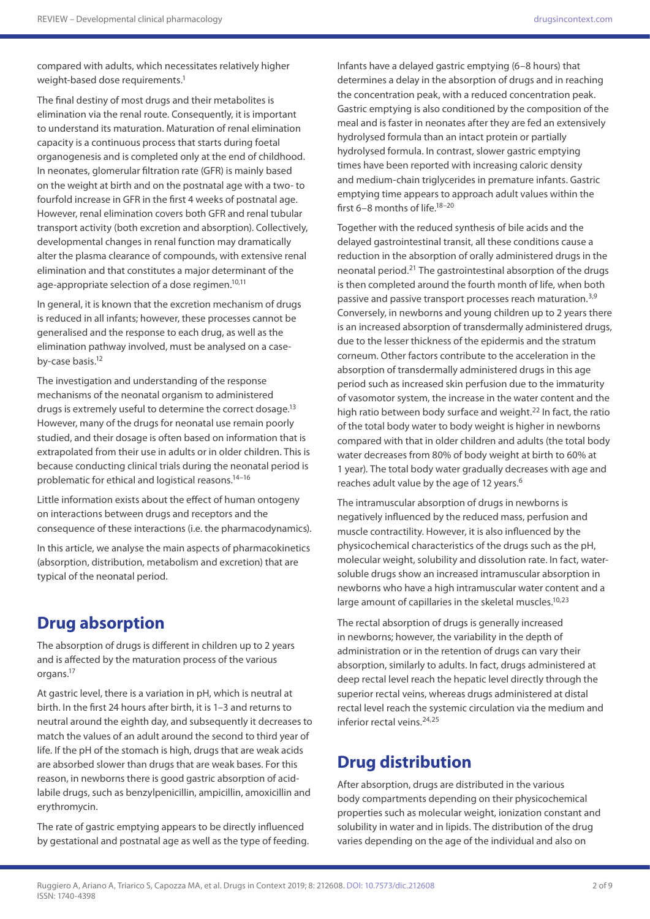compared with adults, which necessitates relatively higher weight-based dose requirements.[1]

The final destiny of most drugs and their metabolites is elimination via the renal route. Consequently, it is important to understand its maturation. Maturation of renal elimination capacity is a continuous process that starts during foetal organogenesis and is completed only at the end of childhood. In neonates, glomerular filtration rate (GFR) is mainly based on the weight at birth and on the postnatal age with a two- to fourfold increase in GFR in the first 4 weeks of postnatal age. However, renal elimination covers both GFR and renal tubular transport activity (both excretion and absorption). Collectively, developmental changes in renal function may dramatically alter the plasma clearance of compounds, with extensive renal elimination and that constitutes a major determinant of the age-appropriate selection of a dose regimen.[10,11]

In general, it is known that the excretion mechanism of drugs is reduced in all infants; however, these processes cannot be generalised and the response to each drug, as well as the elimination pathway involved, must be analysed on a case-by-case basis.[12]

The investigation and understanding of the response mechanisms of the neonatal organism to administered drugs is extremely useful to determine the correct dosage.[13] However, many of the drugs for neonatal use remain poorly studied, and their dosage is often based on information that is extrapolated from their use in adults or in older children. This is because conducting clinical trials during the neonatal period is problematic for ethical and logistical reasons.[14–16]

Little information exists about the effect of human ontogeny on interactions between drugs and receptors and the consequence of these interactions (i.e. the pharmacodynamics).

In this article, we analyse the main aspects of pharmacokinetics (absorption, distribution, metabolism and excretion) that are typical of the neonatal period.

## Drug absorption

The absorption of drugs is different in children up to 2 years and is affected by the maturation process of the various organs.[17]

At gastric level, there is a variation in pH, which is neutral at birth. In the first 24 hours after birth, it is 1–3 and returns to neutral around the eighth day, and subsequently it decreases to match the values of an adult around the second to third year of life. If the pH of the stomach is high, drugs that are weak acids are absorbed slower than drugs that are weak bases. For this reason, in newborns there is good gastric absorption of acid-labile drugs, such as benzylpenicillin, ampicillin, amoxicillin and erythromycin.

The rate of gastric emptying appears to be directly influenced by gestational and postnatal age as well as the type of feeding. Infants have a delayed gastric emptying (6–8 hours) that determines a delay in the absorption of drugs and in reaching the concentration peak, with a reduced concentration peak. Gastric emptying is also conditioned by the composition of the meal and is faster in neonates after they are fed an extensively hydrolysed formula than an intact protein or partially hydrolysed formula. In contrast, slower gastric emptying times have been reported with increasing caloric density and medium-chain triglycerides in premature infants. Gastric emptying time appears to approach adult values within the first 6–8 months of life.[18–20]

Together with the reduced synthesis of bile acids and the delayed gastrointestinal transit, all these conditions cause a reduction in the absorption of orally administered drugs in the neonatal period.[21] The gastrointestinal absorption of the drugs is then completed around the fourth month of life, when both passive and passive transport processes reach maturation.[3,9] Conversely, in newborns and young children up to 2 years there is an increased absorption of transdermally administered drugs, due to the lesser thickness of the epidermis and the stratum corneum. Other factors contribute to the acceleration in the absorption of transdermally administered drugs in this age period such as increased skin perfusion due to the immaturity of vasomotor system, the increase in the water content and the high ratio between body surface and weight.[22] In fact, the ratio of the total body water to body weight is higher in newborns compared with that in older children and adults (the total body water decreases from 80% of body weight at birth to 60% at 1 year). The total body water gradually decreases with age and reaches adult value by the age of 12 years.[6]

The intramuscular absorption of drugs in newborns is negatively influenced by the reduced mass, perfusion and muscle contractility. However, it is also influenced by the physicochemical characteristics of the drugs such as the pH, molecular weight, solubility and dissolution rate. In fact, water-soluble drugs show an increased intramuscular absorption in newborns who have a high intramuscular water content and a large amount of capillaries in the skeletal muscles.[10,23]

The rectal absorption of drugs is generally increased in newborns; however, the variability in the depth of administration or in the retention of drugs can vary their absorption, similarly to adults. In fact, drugs administered at deep rectal level reach the hepatic level directly through the superior rectal veins, whereas drugs administered at distal rectal level reach the systemic circulation via the medium and inferior rectal veins.[24,25]

## Drug distribution

After absorption, drugs are distributed in the various body compartments depending on their physicochemical properties such as molecular weight, ionization constant and solubility in water and in lipids. The distribution of the drug varies depending on the age of the individual and also on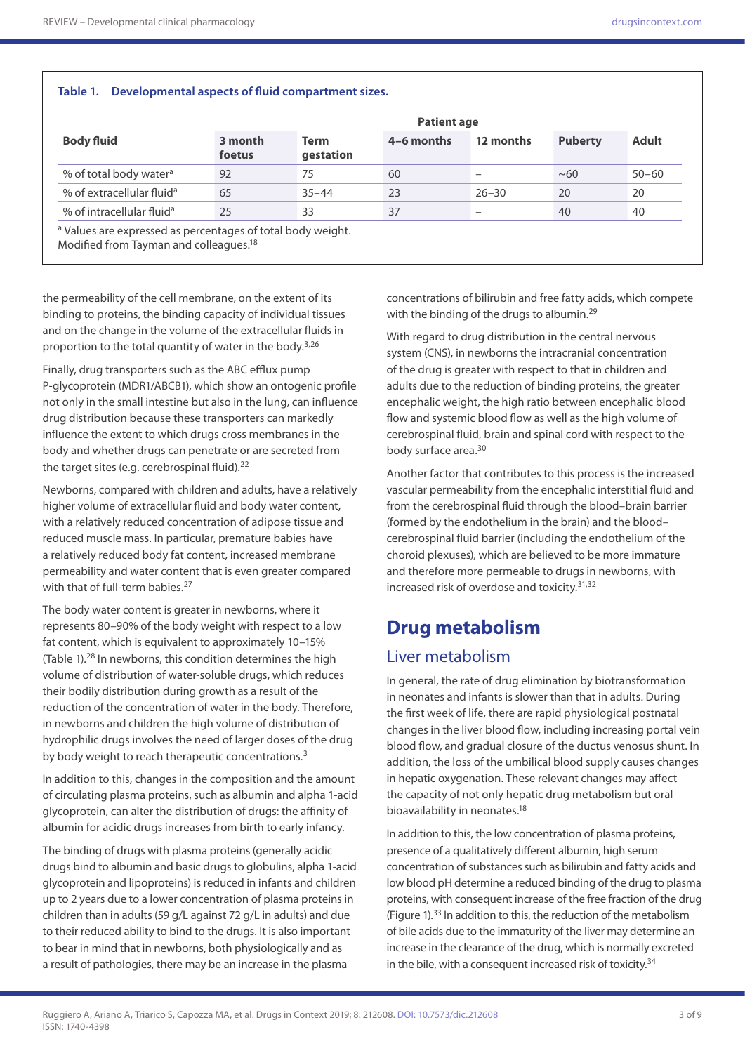**Table 1. Developmental aspects of fluid compartment sizes.**

| Body fluid | Patient age | | | | | |
|---|---|---|---|---|---|---|
| | 3 month foetus | Term gestation | 4–6 months | 12 months | Puberty | Adult |
| % of total body water[a] | 92 | 75 | 60 | – | ~60 | 50–60 |
| % of extracellular fluid[a] | 65 | 35–44 | 23 | 26–30 | 20 | 20 |
| % of intracellular fluid[a] | 25 | 33 | 37 | – | 40 | 40 |

[a] Values are expressed as percentages of total body weight.
Modified from Tayman and colleagues.[18]

the permeability of the cell membrane, on the extent of its binding to proteins, the binding capacity of individual tissues and on the change in the volume of the extracellular fluids in proportion to the total quantity of water in the body.[3,26]

Finally, drug transporters such as the ABC efflux pump P-glycoprotein (MDR1/ABCB1), which show an ontogenic profile not only in the small intestine but also in the lung, can influence drug distribution because these transporters can markedly influence the extent to which drugs cross membranes in the body and whether drugs can penetrate or are secreted from the target sites (e.g. cerebrospinal fluid).[22]

Newborns, compared with children and adults, have a relatively higher volume of extracellular fluid and body water content, with a relatively reduced concentration of adipose tissue and reduced muscle mass. In particular, premature babies have a relatively reduced body fat content, increased membrane permeability and water content that is even greater compared with that of full-term babies.[27]

The body water content is greater in newborns, where it represents 80–90% of the body weight with respect to a low fat content, which is equivalent to approximately 10–15% (Table 1).[28] In newborns, this condition determines the high volume of distribution of water-soluble drugs, which reduces their bodily distribution during growth as a result of the reduction of the concentration of water in the body. Therefore, in newborns and children the high volume of distribution of hydrophilic drugs involves the need of larger doses of the drug by body weight to reach therapeutic concentrations.[3]

In addition to this, changes in the composition and the amount of circulating plasma proteins, such as albumin and alpha 1-acid glycoprotein, can alter the distribution of drugs: the affinity of albumin for acidic drugs increases from birth to early infancy.

The binding of drugs with plasma proteins (generally acidic drugs bind to albumin and basic drugs to globulins, alpha 1-acid glycoprotein and lipoproteins) is reduced in infants and children up to 2 years due to a lower concentration of plasma proteins in children than in adults (59 g/L against 72 g/L in adults) and due to their reduced ability to bind to the drugs. It is also important to bear in mind that in newborns, both physiologically and as a result of pathologies, there may be an increase in the plasma concentrations of bilirubin and free fatty acids, which compete with the binding of the drugs to albumin.[29]

With regard to drug distribution in the central nervous system (CNS), in newborns the intracranial concentration of the drug is greater with respect to that in children and adults due to the reduction of binding proteins, the greater encephalic weight, the high ratio between encephalic blood flow and systemic blood flow as well as the high volume of cerebrospinal fluid, brain and spinal cord with respect to the body surface area.[30]

Another factor that contributes to this process is the increased vascular permeability from the encephalic interstitial fluid and from the cerebrospinal fluid through the blood–brain barrier (formed by the endothelium in the brain) and the blood–cerebrospinal fluid barrier (including the endothelium of the choroid plexuses), which are believed to be more immature and therefore more permeable to drugs in newborns, with increased risk of overdose and toxicity.[31,32]

# Drug metabolism

## Liver metabolism

In general, the rate of drug elimination by biotransformation in neonates and infants is slower than that in adults. During the first week of life, there are rapid physiological postnatal changes in the liver blood flow, including increasing portal vein blood flow, and gradual closure of the ductus venosus shunt. In addition, the loss of the umbilical blood supply causes changes in hepatic oxygenation. These relevant changes may affect the capacity of not only hepatic drug metabolism but oral bioavailability in neonates.[18]

In addition to this, the low concentration of plasma proteins, presence of a qualitatively different albumin, high serum concentration of substances such as bilirubin and fatty acids and low blood pH determine a reduced binding of the drug to plasma proteins, with consequent increase of the free fraction of the drug (Figure 1).[33] In addition to this, the reduction of the metabolism of bile acids due to the immaturity of the liver may determine an increase in the clearance of the drug, which is normally excreted in the bile, with a consequent increased risk of toxicity.[34]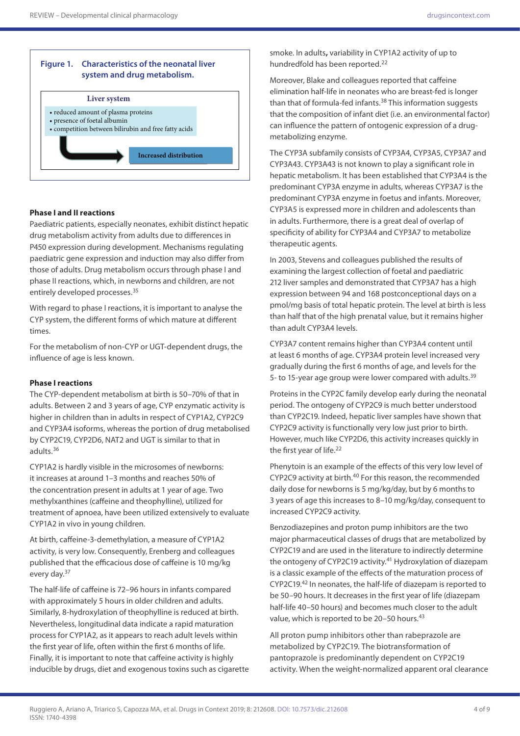**Figure 1. Characteristics of the neonatal liver system and drug metabolism.**

Liver system

- reduced amount of plasma proteins
- presence of foetal albumin
- competition between bilirubin and free fatty acids

Increased distribution

### Phase I and II reactions

Paediatric patients, especially neonates, exhibit distinct hepatic drug metabolism activity from adults due to differences in P450 expression during development. Mechanisms regulating paediatric gene expression and induction may also differ from those of adults. Drug metabolism occurs through phase I and phase II reactions, which, in newborns and children, are not entirely developed processes.[35]

With regard to phase I reactions, it is important to analyse the CYP system, the different forms of which mature at different times.

For the metabolism of non-CYP or UGT-dependent drugs, the influence of age is less known.

### Phase I reactions

The CYP-dependent metabolism at birth is 50–70% of that in adults. Between 2 and 3 years of age, CYP enzymatic activity is higher in children than in adults in respect of CYP1A2, CYP2C9 and CYP3A4 isoforms, whereas the portion of drug metabolised by CYP2C19, CYP2D6, NAT2 and UGT is similar to that in adults.[36]

CYP1A2 is hardly visible in the microsomes of newborns: it increases at around 1–3 months and reaches 50% of the concentration present in adults at 1 year of age. Two methylxanthines (caffeine and theophylline), utilized for treatment of apnoea, have been utilized extensively to evaluate CYP1A2 in vivo in young children.

At birth, caffeine-3-demethylation, a measure of CYP1A2 activity, is very low. Consequently, Erenberg and colleagues published that the efficacious dose of caffeine is 10 mg/kg every day.[37]

The half-life of caffeine is 72–96 hours in infants compared with approximately 5 hours in older children and adults. Similarly, 8-hydroxylation of theophylline is reduced at birth. Nevertheless, longitudinal data indicate a rapid maturation process for CYP1A2, as it appears to reach adult levels within the first year of life, often within the first 6 months of life. Finally, it is important to note that caffeine activity is highly inducible by drugs, diet and exogenous toxins such as cigarette smoke. In adults, variability in CYP1A2 activity of up to hundredfold has been reported.[22]

Moreover, Blake and colleagues reported that caffeine elimination half-life in neonates who are breast-fed is longer than that of formula-fed infants.[38] This information suggests that the composition of infant diet (i.e. an environmental factor) can influence the pattern of ontogenic expression of a drug-metabolizing enzyme.

The CYP3A subfamily consists of CYP3A4, CYP3A5, CYP3A7 and CYP3A43. CYP3A43 is not known to play a significant role in hepatic metabolism. It has been established that CYP3A4 is the predominant CYP3A enzyme in adults, whereas CYP3A7 is the predominant CYP3A enzyme in foetus and infants. Moreover, CYP3A5 is expressed more in children and adolescents than in adults. Furthermore, there is a great deal of overlap of specificity of ability for CYP3A4 and CYP3A7 to metabolize therapeutic agents.

In 2003, Stevens and colleagues published the results of examining the largest collection of foetal and paediatric 212 liver samples and demonstrated that CYP3A7 has a high expression between 94 and 168 postconceptional days on a pmol/mg basis of total hepatic protein. The level at birth is less than half that of the high prenatal value, but it remains higher than adult CYP3A4 levels.

CYP3A7 content remains higher than CYP3A4 content until at least 6 months of age. CYP3A4 protein level increased very gradually during the first 6 months of age, and levels for the 5- to 15-year age group were lower compared with adults.[39]

Proteins in the CYP2C family develop early during the neonatal period. The ontogeny of CYP2C9 is much better understood than CYP2C19. Indeed, hepatic liver samples have shown that CYP2C9 activity is functionally very low just prior to birth. However, much like CYP2D6, this activity increases quickly in the first year of life.[22]

Phenytoin is an example of the effects of this very low level of CYP2C9 activity at birth.[40] For this reason, the recommended daily dose for newborns is 5 mg/kg/day, but by 6 months to 3 years of age this increases to 8–10 mg/kg/day, consequent to increased CYP2C9 activity.

Benzodiazepines and proton pump inhibitors are the two major pharmaceutical classes of drugs that are metabolized by CYP2C19 and are used in the literature to indirectly determine the ontogeny of CYP2C19 activity.[41] Hydroxylation of diazepam is a classic example of the effects of the maturation process of CYP2C19.[42] In neonates, the half-life of diazepam is reported to be 50–90 hours. It decreases in the first year of life (diazepam half-life 40–50 hours) and becomes much closer to the adult value, which is reported to be 20–50 hours.[43]

All proton pump inhibitors other than rabeprazole are metabolized by CYP2C19. The biotransformation of pantoprazole is predominantly dependent on CYP2C19 activity. When the weight-normalized apparent oral clearance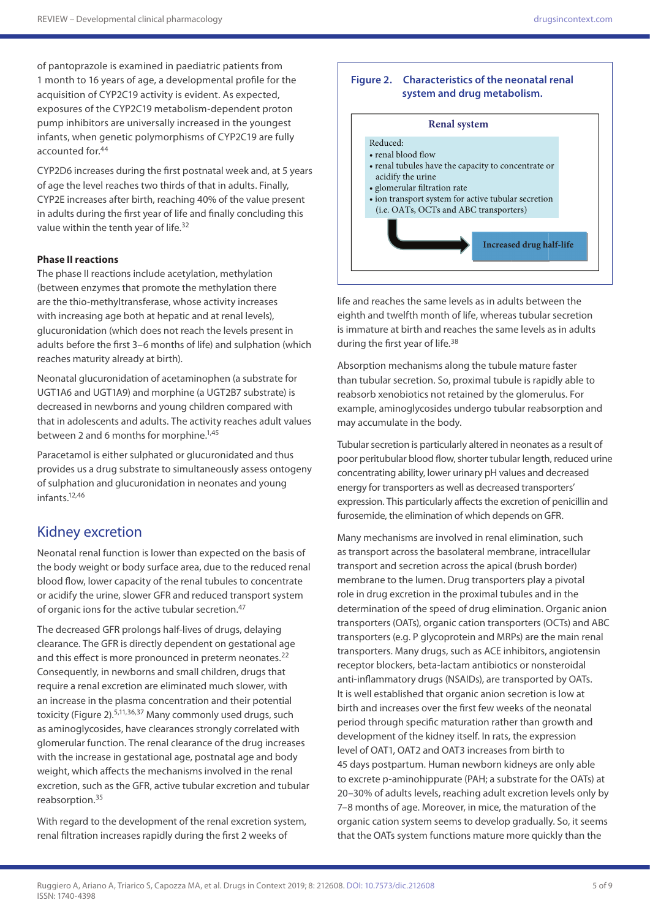of pantoprazole is examined in paediatric patients from 1 month to 16 years of age, a developmental profile for the acquisition of CYP2C19 activity is evident. As expected, exposures of the CYP2C19 metabolism-dependent proton pump inhibitors are universally increased in the youngest infants, when genetic polymorphisms of CYP2C19 are fully accounted for.[44]

CYP2D6 increases during the first postnatal week and, at 5 years of age the level reaches two thirds of that in adults. Finally, CYP2E increases after birth, reaching 40% of the value present in adults during the first year of life and finally concluding this value within the tenth year of life.[32]

#### Phase II reactions

The phase II reactions include acetylation, methylation (between enzymes that promote the methylation there are the thio-methyltransferase, whose activity increases with increasing age both at hepatic and at renal levels), glucuronidation (which does not reach the levels present in adults before the first 3–6 months of life) and sulphation (which reaches maturity already at birth).

Neonatal glucuronidation of acetaminophen (a substrate for UGT1A6 and UGT1A9) and morphine (a UGT2B7 substrate) is decreased in newborns and young children compared with that in adolescents and adults. The activity reaches adult values between 2 and 6 months for morphine.[1,45]

Paracetamol is either sulphated or glucuronidated and thus provides us a drug substrate to simultaneously assess ontogeny of sulphation and glucuronidation in neonates and young infants.[12,46]

## Kidney excretion

Neonatal renal function is lower than expected on the basis of the body weight or body surface area, due to the reduced renal blood flow, lower capacity of the renal tubules to concentrate or acidify the urine, slower GFR and reduced transport system of organic ions for the active tubular secretion.[47]

The decreased GFR prolongs half-lives of drugs, delaying clearance. The GFR is directly dependent on gestational age and this effect is more pronounced in preterm neonates.[22] Consequently, in newborns and small children, drugs that require a renal excretion are eliminated much slower, with an increase in the plasma concentration and their potential toxicity (Figure 2).[5,11,36,37] Many commonly used drugs, such as aminoglycosides, have clearances strongly correlated with glomerular function. The renal clearance of the drug increases with the increase in gestational age, postnatal age and body weight, which affects the mechanisms involved in the renal excretion, such as the GFR, active tubular excretion and tubular reabsorption.[35]

With regard to the development of the renal excretion system, renal filtration increases rapidly during the first 2 weeks of life and reaches the same levels as in adults between the eighth and twelfth month of life, whereas tubular secretion is immature at birth and reaches the same levels as in adults during the first year of life.[38]

**Figure 2. Characteristics of the neonatal renal system and drug metabolism.**

**Renal system**

Reduced:
- renal blood flow
- renal tubules have the capacity to concentrate or acidify the urine
- glomerular filtration rate
- ion transport system for active tubular secretion (i.e. OATs, OCTs and ABC transporters)

→ **Increased drug half-life**

Absorption mechanisms along the tubule mature faster than tubular secretion. So, proximal tubule is rapidly able to reabsorb xenobiotics not retained by the glomerulus. For example, aminoglycosides undergo tubular reabsorption and may accumulate in the body.

Tubular secretion is particularly altered in neonates as a result of poor peritubular blood flow, shorter tubular length, reduced urine concentrating ability, lower urinary pH values and decreased energy for transporters as well as decreased transporters' expression. This particularly affects the excretion of penicillin and furosemide, the elimination of which depends on GFR.

Many mechanisms are involved in renal elimination, such as transport across the basolateral membrane, intracellular transport and secretion across the apical (brush border) membrane to the lumen. Drug transporters play a pivotal role in drug excretion in the proximal tubules and in the determination of the speed of drug elimination. Organic anion transporters (OATs), organic cation transporters (OCTs) and ABC transporters (e.g. P glycoprotein and MRPs) are the main renal transporters. Many drugs, such as ACE inhibitors, angiotensin receptor blockers, beta-lactam antibiotics or nonsteroidal anti-inflammatory drugs (NSAIDs), are transported by OATs. It is well established that organic anion secretion is low at birth and increases over the first few weeks of the neonatal period through specific maturation rather than growth and development of the kidney itself. In rats, the expression level of OAT1, OAT2 and OAT3 increases from birth to 45 days postpartum. Human newborn kidneys are only able to excrete p-aminohippurate (PAH; a substrate for the OATs) at 20–30% of adult levels, reaching adult excretion levels only by 7–8 months of age. Moreover, in mice, the maturation of the organic cation system seems to develop gradually. So, it seems that the OATs system functions mature more quickly than the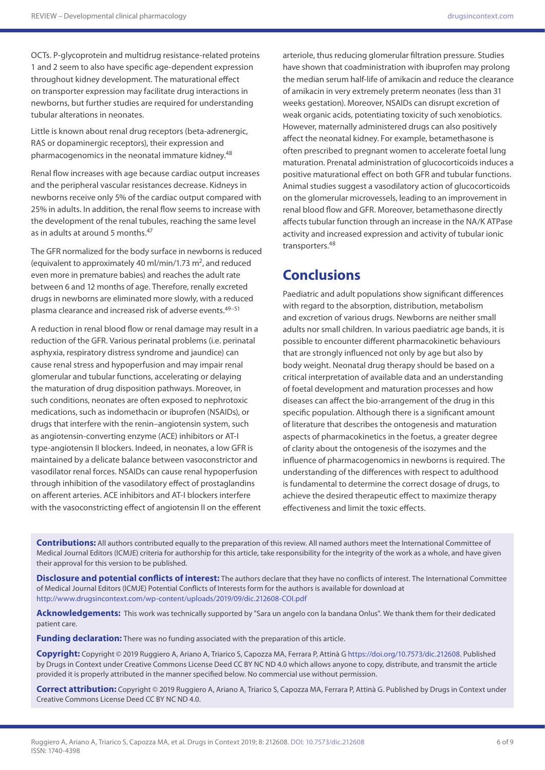OCTs. P-glycoprotein and multidrug resistance-related proteins 1 and 2 seem to also have specific age-dependent expression throughout kidney development. The maturational effect on transporter expression may facilitate drug interactions in newborns, but further studies are required for understanding tubular alterations in neonates.

Little is known about renal drug receptors (beta-adrenergic, RAS or dopaminergic receptors), their expression and pharmacogenomics in the neonatal immature kidney.[48]

Renal flow increases with age because cardiac output increases and the peripheral vascular resistances decrease. Kidneys in newborns receive only 5% of the cardiac output compared with 25% in adults. In addition, the renal flow seems to increase with the development of the renal tubules, reaching the same level as in adults at around 5 months.[47]

The GFR normalized for the body surface in newborns is reduced (equivalent to approximately 40 ml/min/1.73 $m^2$, and reduced even more in premature babies) and reaches the adult rate between 6 and 12 months of age. Therefore, renally excreted drugs in newborns are eliminated more slowly, with a reduced plasma clearance and increased risk of adverse events.[49–51]

A reduction in renal blood flow or renal damage may result in a reduction of the GFR. Various perinatal problems (i.e. perinatal asphyxia, respiratory distress syndrome and jaundice) can cause renal stress and hypoperfusion and may impair renal glomerular and tubular functions, accelerating or delaying the maturation of drug disposition pathways. Moreover, in such conditions, neonates are often exposed to nephrotoxic medications, such as indomethacin or ibuprofen (NSAIDs), or drugs that interfere with the renin–angiotensin system, such as angiotensin-converting enzyme (ACE) inhibitors or AT-I type-angiotensin II blockers. Indeed, in neonates, a low GFR is maintained by a delicate balance between vasoconstrictor and vasodilator renal forces. NSAIDs can cause renal hypoperfusion through inhibition of the vasodilatory effect of prostaglandins on afferent arteries. ACE inhibitors and AT-I blockers interfere with the vasoconstricting effect of angiotensin II on the efferent arteriole, thus reducing glomerular filtration pressure. Studies have shown that coadministration with ibuprofen may prolong the median serum half-life of amikacin and reduce the clearance of amikacin in very extremely preterm neonates (less than 31 weeks gestation). Moreover, NSAIDs can disrupt excretion of weak organic acids, potentiating toxicity of such xenobiotics. However, maternally administered drugs can also positively affect the neonatal kidney. For example, betamethasone is often prescribed to pregnant women to accelerate foetal lung maturation. Prenatal administration of glucocorticoids induces a positive maturational effect on both GFR and tubular functions. Animal studies suggest a vasodilatory action of glucocorticoids on the glomerular microvessels, leading to an improvement in renal blood flow and GFR. Moreover, betamethasone directly affects tubular function through an increase in the NA/K ATPase activity and increased expression and activity of tubular ionic transporters.[48]

## Conclusions

Paediatric and adult populations show significant differences with regard to the absorption, distribution, metabolism and excretion of various drugs. Newborns are neither small adults nor small children. In various paediatric age bands, it is possible to encounter different pharmacokinetic behaviours that are strongly influenced not only by age but also by body weight. Neonatal drug therapy should be based on a critical interpretation of available data and an understanding of foetal development and maturation processes and how diseases can affect the bio-arrangement of the drug in this specific population. Although there is a significant amount of literature that describes the ontogenesis and maturation aspects of pharmacokinetics in the foetus, a greater degree of clarity about the ontogenesis of the isozymes and the influence of pharmacogenomics in newborns is required. The understanding of the differences with respect to adulthood is fundamental to determine the correct dosage of drugs, to achieve the desired therapeutic effect to maximize therapy effectiveness and limit the toxic effects.

**Contributions:** All authors contributed equally to the preparation of this review. All named authors meet the International Committee of Medical Journal Editors (ICMJE) criteria for authorship for this article, take responsibility for the integrity of the work as a whole, and have given their approval for this version to be published.

**Disclosure and potential conflicts of interest:** The authors declare that they have no conflicts of interest. The International Committee of Medical Journal Editors (ICMJE) Potential Conflicts of Interests form for the authors is available for download at http://www.drugsincontext.com/wp-content/uploads/2019/09/dic.212608-COI.pdf

**Acknowledgements:** This work was technically supported by "Sara un angelo con la bandana Onlus". We thank them for their dedicated patient care.

**Funding declaration:** There was no funding associated with the preparation of this article.

**Copyright:** Copyright © 2019 Ruggiero A, Ariano A, Triarico S, Capozza MA, Ferrara P, Attinà G https://doi.org/10.7573/dic.212608. Published by Drugs in Context under Creative Commons License Deed CC BY NC ND 4.0 which allows anyone to copy, distribute, and transmit the article provided it is properly attributed in the manner specified below. No commercial use without permission.

**Correct attribution:** Copyright © 2019 Ruggiero A, Ariano A, Triarico S, Capozza MA, Ferrara P, Attinà G. Published by Drugs in Context under Creative Commons License Deed CC BY NC ND 4.0.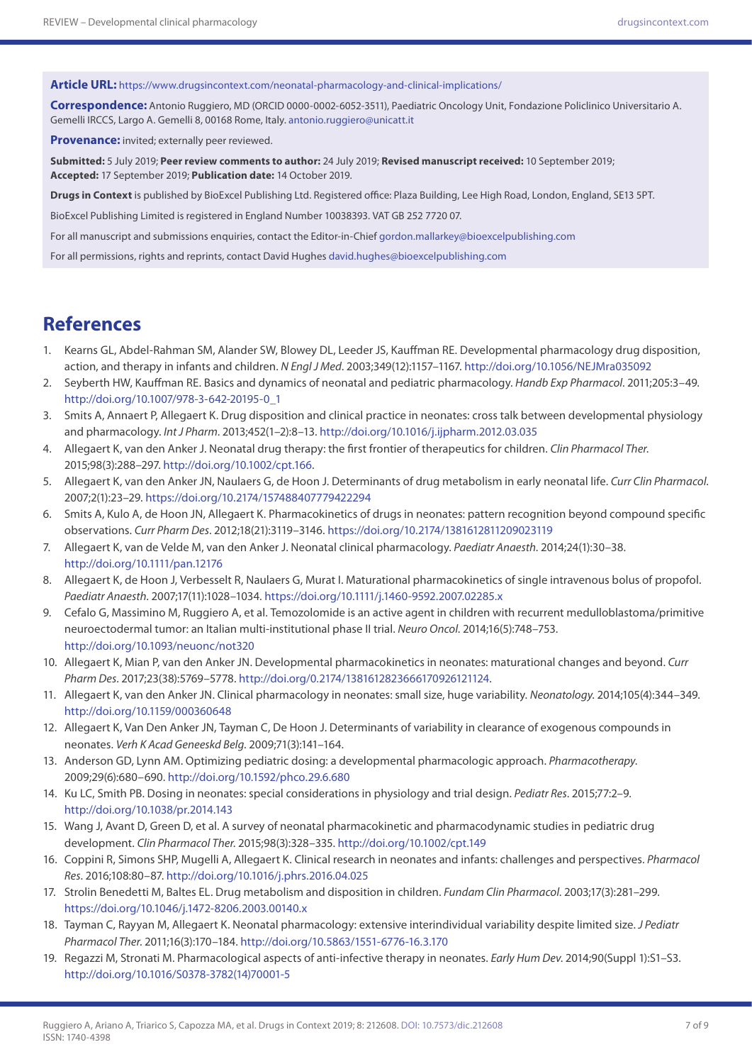**Article URL:** https://www.drugsincontext.com/neonatal-pharmacology-and-clinical-implications/

**Correspondence:** Antonio Ruggiero, MD (ORCID 0000-0002-6052-3511), Paediatric Oncology Unit, Fondazione Policlinico Universitario A. Gemelli IRCCS, Largo A. Gemelli 8, 00168 Rome, Italy. antonio.ruggiero@unicatt.it

**Provenance:** invited; externally peer reviewed.

**Submitted:** 5 July 2019; **Peer review comments to author:** 24 July 2019; **Revised manuscript received:** 10 September 2019; **Accepted:** 17 September 2019; **Publication date:** 14 October 2019.

**Drugs in Context** is published by BioExcel Publishing Ltd. Registered office: Plaza Building, Lee High Road, London, England, SE13 5PT.

BioExcel Publishing Limited is registered in England Number 10038393. VAT GB 252 7720 07.

For all manuscript and submissions enquiries, contact the Editor-in-Chief gordon.mallarkey@bioexcelpublishing.com

For all permissions, rights and reprints, contact David Hughes david.hughes@bioexcelpublishing.com

## References

1. Kearns GL, Abdel-Rahman SM, Alander SW, Blowey DL, Leeder JS, Kauffman RE. Developmental pharmacology drug disposition, action, and therapy in infants and children. *N Engl J Med*. 2003;349(12):1157–1167. http://doi.org/10.1056/NEJMra035092
2. Seyberth HW, Kauffman RE. Basics and dynamics of neonatal and pediatric pharmacology. *Handb Exp Pharmacol*. 2011;205:3–49. http://doi.org/10.1007/978-3-642-20195-0_1
3. Smits A, Annaert P, Allegaert K. Drug disposition and clinical practice in neonates: cross talk between developmental physiology and pharmacology. *Int J Pharm*. 2013;452(1–2):8–13. http://doi.org/10.1016/j.ijpharm.2012.03.035
4. Allegaert K, van den Anker J. Neonatal drug therapy: the first frontier of therapeutics for children. *Clin Pharmacol Ther.* 2015;98(3):288–297. http://doi.org/10.1002/cpt.166.
5. Allegaert K, van den Anker JN, Naulaers G, de Hoon J. Determinants of drug metabolism in early neonatal life. *Curr Clin Pharmacol*. 2007;2(1):23–29. https://doi.org/10.2174/157488407779422294
6. Smits A, Kulo A, de Hoon JN, Allegaert K. Pharmacokinetics of drugs in neonates: pattern recognition beyond compound specific observations. *Curr Pharm Des*. 2012;18(21):3119–3146. https://doi.org/10.2174/1381612811209023119
7. Allegaert K, van de Velde M, van den Anker J. Neonatal clinical pharmacology. *Paediatr Anaesth.* 2014;24(1):30–38. http://doi.org/10.1111/pan.12176
8. Allegaert K, de Hoon J, Verbesselt R, Naulaers G, Murat I. Maturational pharmacokinetics of single intravenous bolus of propofol. *Paediatr Anaesth*. 2007;17(11):1028–1034. https://doi.org/10.1111/j.1460-9592.2007.02285.x
9. Cefalo G, Massimino M, Ruggiero A, et al. Temozolomide is an active agent in children with recurrent medulloblastoma/primitive neuroectodermal tumor: an Italian multi-institutional phase II trial. *Neuro Oncol.* 2014;16(5):748–753. http://doi.org/10.1093/neuonc/not320
10. Allegaert K, Mian P, van den Anker JN. Developmental pharmacokinetics in neonates: maturational changes and beyond. *Curr Pharm Des*. 2017;23(38):5769–5778. http://doi.org/0.2174/1381612823666170926121124.
11. Allegaert K, van den Anker JN. Clinical pharmacology in neonates: small size, huge variability. *Neonatology.* 2014;105(4):344–349. http://doi.org/10.1159/000360648
12. Allegaert K, Van Den Anker JN, Tayman C, De Hoon J. Determinants of variability in clearance of exogenous compounds in neonates. *Verh K Acad Geneeskd Belg*. 2009;71(3):141–164.
13. Anderson GD, Lynn AM. Optimizing pediatric dosing: a developmental pharmacologic approach. *Pharmacotherapy.* 2009;29(6):680–690. http://doi.org/10.1592/phco.29.6.680
14. Ku LC, Smith PB. Dosing in neonates: special considerations in physiology and trial design. *Pediatr Res*. 2015;77:2–9. http://doi.org/10.1038/pr.2014.143
15. Wang J, Avant D, Green D, et al. A survey of neonatal pharmacokinetic and pharmacodynamic studies in pediatric drug development. *Clin Pharmacol Ther.* 2015;98(3):328–335. http://doi.org/10.1002/cpt.149
16. Coppini R, Simons SHP, Mugelli A, Allegaert K. Clinical research in neonates and infants: challenges and perspectives. *Pharmacol Res*. 2016;108:80–87. http://doi.org/10.1016/j.phrs.2016.04.025
17. Strolin Benedetti M, Baltes EL. Drug metabolism and disposition in children. *Fundam Clin Pharmacol.* 2003;17(3):281–299. https://doi.org/10.1046/j.1472-8206.2003.00140.x
18. Tayman C, Rayyan M, Allegaert K. Neonatal pharmacology: extensive interindividual variability despite limited size. *J Pediatr Pharmacol Ther.* 2011;16(3):170–184. http://doi.org/10.5863/1551-6776-16.3.170
19. Regazzi M, Stronati M. Pharmacological aspects of anti-infective therapy in neonates. *Early Hum Dev.* 2014;90(Suppl 1):S1–S3. http://doi.org/10.1016/S0378-3782(14)70001-5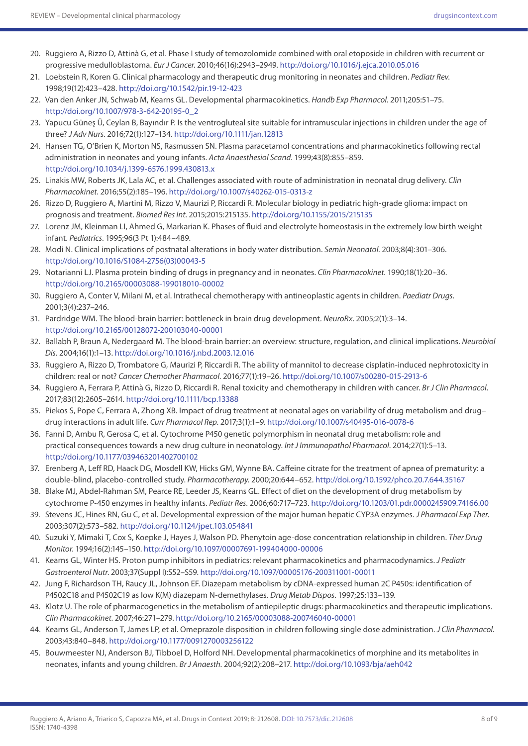20. Ruggiero A, Rizzo D, Attinà G, et al. Phase I study of temozolomide combined with oral etoposide in children with recurrent or progressive medulloblastoma. *Eur J Cancer*. 2010;46(16):2943–2949. http://doi.org/10.1016/j.ejca.2010.05.016
21. Loebstein R, Koren G. Clinical pharmacology and therapeutic drug monitoring in neonates and children. *Pediatr Rev.* 1998;19(12):423–428. http://doi.org/10.1542/pir.19-12-423
22. Van den Anker JN, Schwab M, Kearns GL. Developmental pharmacokinetics. *Handb Exp Pharmacol*. 2011;205:51–75. http://doi.org/10.1007/978-3-642-20195-0_2
23. Yapucu Güneş Ü, Ceylan B, Bayındır P. Is the ventrogluteal site suitable for intramuscular injections in children under the age of three? *J Adv Nurs*. 2016;72(1):127–134. http://doi.org/10.1111/jan.12813
24. Hansen TG, O'Brien K, Morton NS, Rasmussen SN. Plasma paracetamol concentrations and pharmacokinetics following rectal administration in neonates and young infants. *Acta Anaesthesiol Scand*. 1999;43(8):855–859. http://doi.org/10.1034/j.1399-6576.1999.430813.x
25. Linakis MW, Roberts JK, Lala AC, et al. Challenges associated with route of administration in neonatal drug delivery. *Clin Pharmacokinet*. 2016;55(2):185–196. http://doi.org/10.1007/s40262-015-0313-z
26. Rizzo D, Ruggiero A, Martini M, Rizzo V, Maurizi P, Riccardi R. Molecular biology in pediatric high-grade glioma: impact on prognosis and treatment. *Biomed Res Int*. 2015;2015:215135. http://doi.org/10.1155/2015/215135
27. Lorenz JM, Kleinman LI, Ahmed G, Markarian K. Phases of fluid and electrolyte homeostasis in the extremely low birth weight infant. *Pediatrics*. 1995;96(3 Pt 1):484–489.
28. Modi N. Clinical implications of postnatal alterations in body water distribution. *Semin Neonatol*. 2003;8(4):301–306. http://doi.org/10.1016/S1084-2756(03)00043-5
29. Notarianni LJ. Plasma protein binding of drugs in pregnancy and in neonates. *Clin Pharmacokinet*. 1990;18(1):20–36. http://doi.org/10.2165/00003088-199018010-00002
30. Ruggiero A, Conter V, Milani M, et al. Intrathecal chemotherapy with antineoplastic agents in children. *Paediatr Drugs*. 2001;3(4):237–246.
31. Pardridge WM. The blood-brain barrier: bottleneck in brain drug development. *NeuroRx*. 2005;2(1):3–14. http://doi.org/10.2165/00128072-200103040-00001
32. Ballabh P, Braun A, Nedergaard M. The blood-brain barrier: an overview: structure, regulation, and clinical implications. *Neurobiol Dis*. 2004;16(1):1–13. http://doi.org/10.1016/j.nbd.2003.12.016
33. Ruggiero A, Rizzo D, Trombatore G, Maurizi P, Riccardi R. The ability of mannitol to decrease cisplatin-induced nephrotoxicity in children: real or not? *Cancer Chemother Pharmacol*. 2016;77(1):19–26. http://doi.org/10.1007/s00280-015-2913-6
34. Ruggiero A, Ferrara P, Attinà G, Rizzo D, Riccardi R. Renal toxicity and chemotherapy in children with cancer. *Br J Clin Pharmacol*. 2017;83(12):2605–2614. http://doi.org/10.1111/bcp.13388
35. Piekos S, Pope C, Ferrara A, Zhong XB. Impact of drug treatment at neonatal ages on variability of drug metabolism and drug–drug interactions in adult life. *Curr Pharmacol Rep*. 2017;3(1):1–9. http://doi.org/10.1007/s40495-016-0078-6
36. Fanni D, Ambu R, Gerosa C, et al. Cytochrome P450 genetic polymorphism in neonatal drug metabolism: role and practical consequences towards a new drug culture in neonatology. *Int J Immunopathol Pharmacol*. 2014;27(1):5–13. http://doi.org/10.1177/039463201402700102
37. Erenberg A, Leff RD, Haack DG, Mosdell KW, Hicks GM, Wynne BA. Caffeine citrate for the treatment of apnea of prematurity: a double-blind, placebo-controlled study. *Pharmacotherapy*. 2000;20:644–652. http://doi.org/10.1592/phco.20.7.644.35167
38. Blake MJ, Abdel-Rahman SM, Pearce RE, Leeder JS, Kearns GL. Effect of diet on the development of drug metabolism by cytochrome P-450 enzymes in healthy infants. *Pediatr Res*. 2006;60:717–723. http://doi.org/10.1203/01.pdr.0000245909.74166.00
39. Stevens JC, Hines RN, Gu C, et al. Developmental expression of the major human hepatic CYP3A enzymes. *J Pharmacol Exp Ther*. 2003;307(2):573–582. http://doi.org/10.1124/jpet.103.054841
40. Suzuki Y, Mimaki T, Cox S, Koepke J, Hayes J, Walson PD. Phenytoin age-dose concentration relationship in children. *Ther Drug Monitor*. 1994;16(2):145–150. http://doi.org/10.1097/00007691-199404000-00006
41. Kearns GL, Winter HS. Proton pump inhibitors in pediatrics: relevant pharmacokinetics and pharmacodynamics. *J Pediatr Gastroenterol Nutr*. 2003;37(Suppl I):S52–S59. http://doi.org/10.1097/00005176-200311001-00011
42. Jung F, Richardson TH, Raucy JL, Johnson EF. Diazepam metabolism by cDNA-expressed human 2C P450s: identification of P4502C18 and P4502C19 as low K(M) diazepam N-demethylases. *Drug Metab Dispos*. 1997;25:133–139.
43. Klotz U. The role of pharmacogenetics in the metabolism of antiepileptic drugs: pharmacokinetics and therapeutic implications. *Clin Pharmacokinet*. 2007;46:271–279. http://doi.org/10.2165/00003088-200746040-00001
44. Kearns GL, Anderson T, James LP, et al. Omeprazole disposition in children following single dose administration. *J Clin Pharmacol*. 2003;43:840–848. http://doi.org/10.1177/0091270003256122
45. Bouwmeester NJ, Anderson BJ, Tibboel D, Holford NH. Developmental pharmacokinetics of morphine and its metabolites in neonates, infants and young children. *Br J Anaesth*. 2004;92(2):208–217. http://doi.org/10.1093/bja/aeh042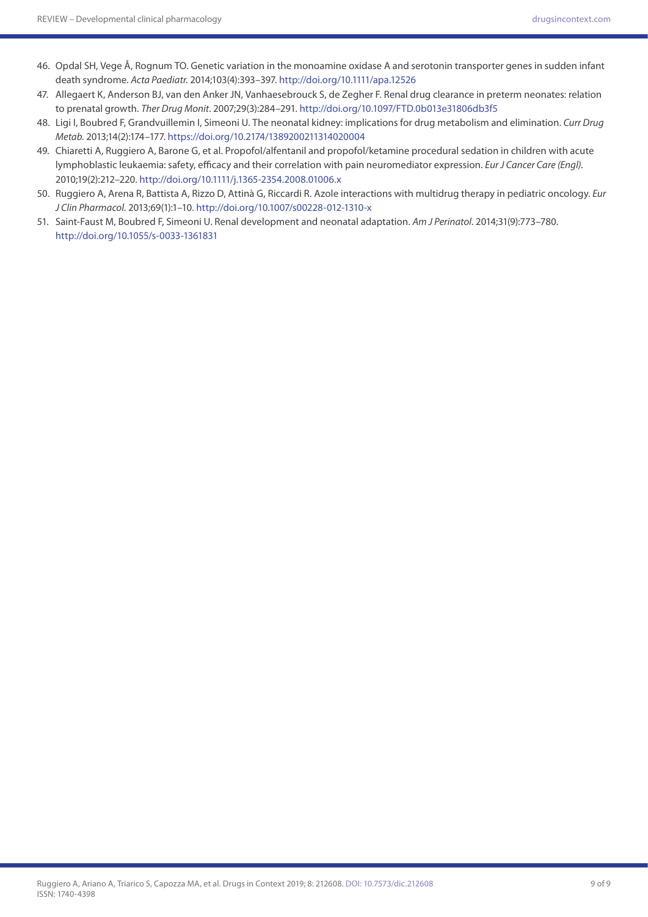46. Opdal SH, Vege Å, Rognum TO. Genetic variation in the monoamine oxidase A and serotonin transporter genes in sudden infant death syndrome. *Acta Paediatr.* 2014;103(4):393–397. http://doi.org/10.1111/apa.12526
47. Allegaert K, Anderson BJ, van den Anker JN, Vanhaesebrouck S, de Zegher F. Renal drug clearance in preterm neonates: relation to prenatal growth. *Ther Drug Monit*. 2007;29(3):284–291. http://doi.org/10.1097/FTD.0b013e31806db3f5
48. Ligi I, Boubred F, Grandvuillemin I, Simeoni U. The neonatal kidney: implications for drug metabolism and elimination. *Curr Drug Metab*. 2013;14(2):174–177. https://doi.org/10.2174/1389200211314020004
49. Chiaretti A, Ruggiero A, Barone G, et al. Propofol/alfentanil and propofol/ketamine procedural sedation in children with acute lymphoblastic leukaemia: safety, efficacy and their correlation with pain neuromediator expression. *Eur J Cancer Care (Engl)*. 2010;19(2):212–220. http://doi.org/10.1111/j.1365-2354.2008.01006.x
50. Ruggiero A, Arena R, Battista A, Rizzo D, Attinà G, Riccardi R. Azole interactions with multidrug therapy in pediatric oncology. *Eur J Clin Pharmacol*. 2013;69(1):1–10. http://doi.org/10.1007/s00228-012-1310-x
51. Saint-Faust M, Boubred F, Simeoni U. Renal development and neonatal adaptation. *Am J Perinatol*. 2014;31(9):773–780. http://doi.org/10.1055/s-0033-1361831